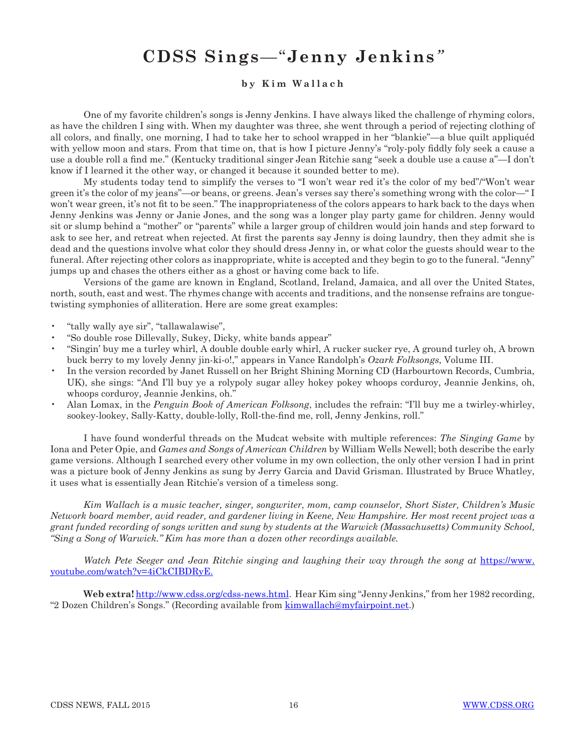# CDSS Sings—"Jenny Jenkins"

**by Kim Wallach**

One of my favorite children's songs is Jenny Jenkins. I have always liked the challenge of rhyming colors, as have the children I sing with. When my daughter was three, she went through a period of rejecting clothing of all colors, and finally, one morning, I had to take her to school wrapped in her "blankie"—a blue quilt appliquéd with yellow moon and stars. From that time on, that is how I picture Jenny's "roly-poly fiddly foly seek a cause a use a double roll a find me." (Kentucky traditional singer Jean Ritchie sang "seek a double use a cause a"—I don't know if I learned it the other way, or changed it because it sounded better to me).

My students today tend to simplify the verses to "I won't wear red it's the color of my bed"/"Won't wear green it's the color of my jeans"—or beans, or greens. Jean's verses say there's something wrong with the color—" I won't wear green, it's not fit to be seen." The inappropriateness of the colors appears to hark back to the days when Jenny Jenkins was Jenny or Janie Jones, and the song was a longer play party game for children. Jenny would sit or slump behind a "mother" or "parents" while a larger group of children would join hands and step forward to ask to see her, and retreat when rejected. At first the parents say Jenny is doing laundry, then they admit she is dead and the questions involve what color they should dress Jenny in, or what color the guests should wear to the funeral. After rejecting other colors as inappropriate, white is accepted and they begin to go to the funeral. "Jenny" jumps up and chases the others either as a ghost or having come back to life.

Versions of the game are known in England, Scotland, Ireland, Jamaica, and all over the United States, north, south, east and west. The rhymes change with accents and traditions, and the nonsense refrains are tongue-twisting symphonies of alliteration. Here are some great examples:

- "tally wally aye sir", "tallawalawise",
- "So double rose Dillevally, Sukey, Dicky, white bands appear"
- "Singin' buy me a turley whirl, A double double early whirl, A rucker sucker rye, A ground turley oh, A brown buck berry to my lovely Jenny jin-ki-o!," appears in Vance Randolph's *Ozark Folksongs*, Volume III.
- In the version recorded by Janet Russell on her Bright Shining Morning CD (Harbourtown Records, Cumbria, UK), she sings: "And I'll buy ye a rolypoly sugar alley hokey pokey whoops corduroy, Jeannie Jenkins, oh, whoops corduroy, Jeannie Jenkins, oh."
- Alan Lomax, in the *Penguin Book of American Folksong*, includes the refrain: "I'll buy me a twirley-whirley, sookey-lookey, Sally-Katty, double-lolly, Roll-the-find me, roll, Jenny Jenkins, roll."

I have found wonderful threads on the Mudcat website with multiple references: *The Singing Game* by Iona and Peter Opie, and *Games and Songs of American Children* by William Wells Newell; both describe the early game versions. Although I searched every other volume in my own collection, the only other version I had in print was a picture book of Jenny Jenkins as sung by Jerry Garcia and David Grisman. Illustrated by Bruce Whatley, it uses what is essentially Jean Ritchie's version of a timeless song.

*Kim Wallach is a music teacher, singer, songwriter, mom, camp counselor, Short Sister, Children's Music Network board member, avid reader, and gardener living in Keene, New Hampshire. Her most recent project was a grant funded recording of songs written and sung by students at the Warwick (Massachusetts) Community School, "Sing a Song of Warwick." Kim has more than a dozen other recordings available.*

*Watch Pete Seeger and Jean Ritchie singing and laughing their way through the song at* https://www.youtube.com/watch?v=4iCkCIBDRyE.

**Web extra!** http://www.cdss.org/cdss-news.html. Hear Kim sing "Jenny Jenkins," from her 1982 recording, "2 Dozen Children's Songs." (Recording available from kimwallach@myfairpoint.net.)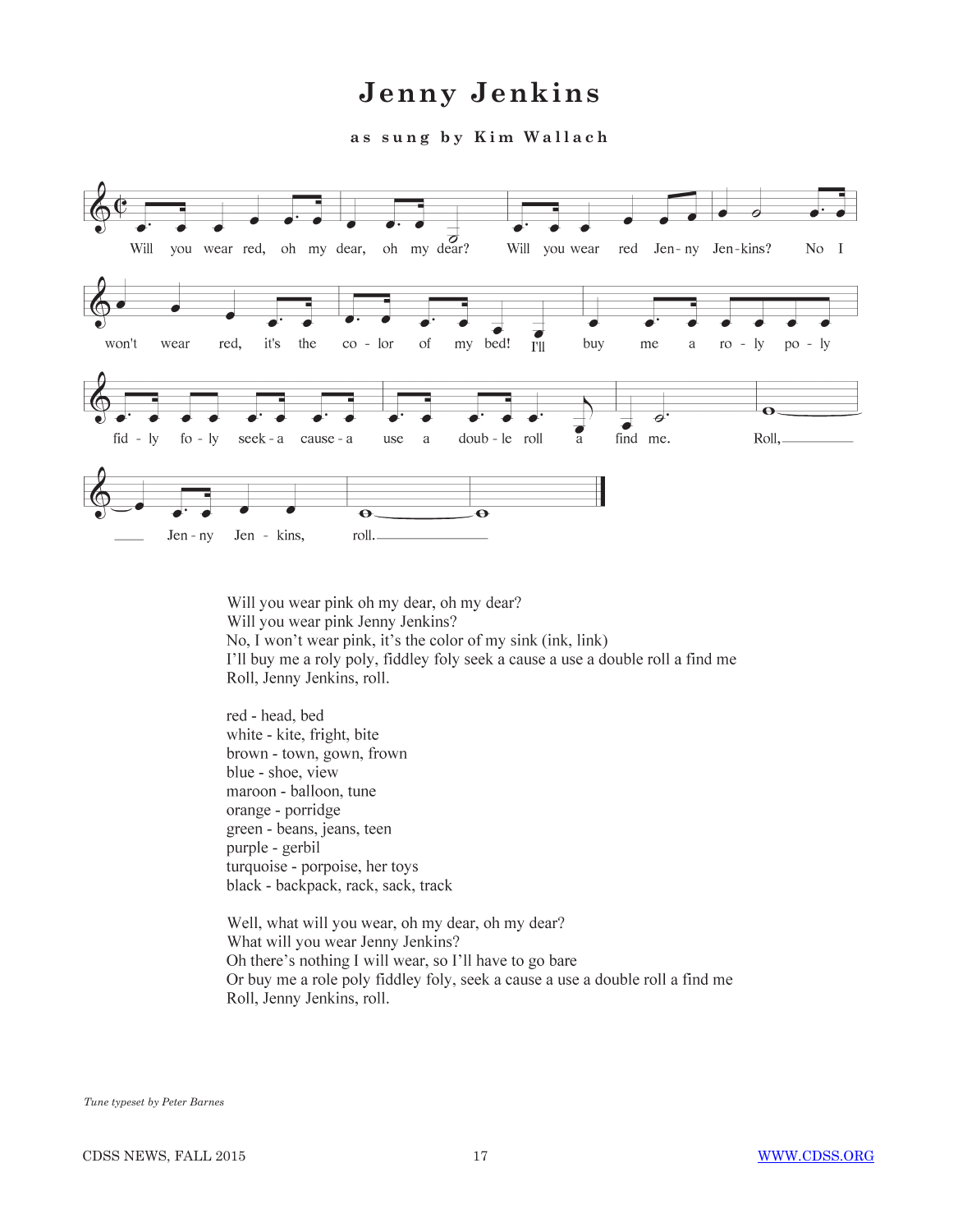# Jenny Jenkins

### as sung by Kim Wallach

Will you wear pink oh my dear, oh my dear?
Will you wear pink Jenny Jenkins?
No, I won't wear pink, it's the color of my sink (ink, link)
I'll buy me a roly poly, fiddley foly seek a cause a use a double roll a find me
Roll, Jenny Jenkins, roll.

red - head, bed
white - kite, fright, bite
brown - town, gown, frown
blue - shoe, view
maroon - balloon, tune
orange - porridge
green - beans, jeans, teen
purple - gerbil
turquoise - porpoise, her toys
black - backpack, rack, sack, track

Well, what will you wear, oh my dear, oh my dear?
What will you wear Jenny Jenkins?
Oh there's nothing I will wear, so I'll have to go bare
Or buy me a role poly fiddley foly, seek a cause a use a double roll a find me
Roll, Jenny Jenkins, roll.

*Tune typeset by Peter Barnes*